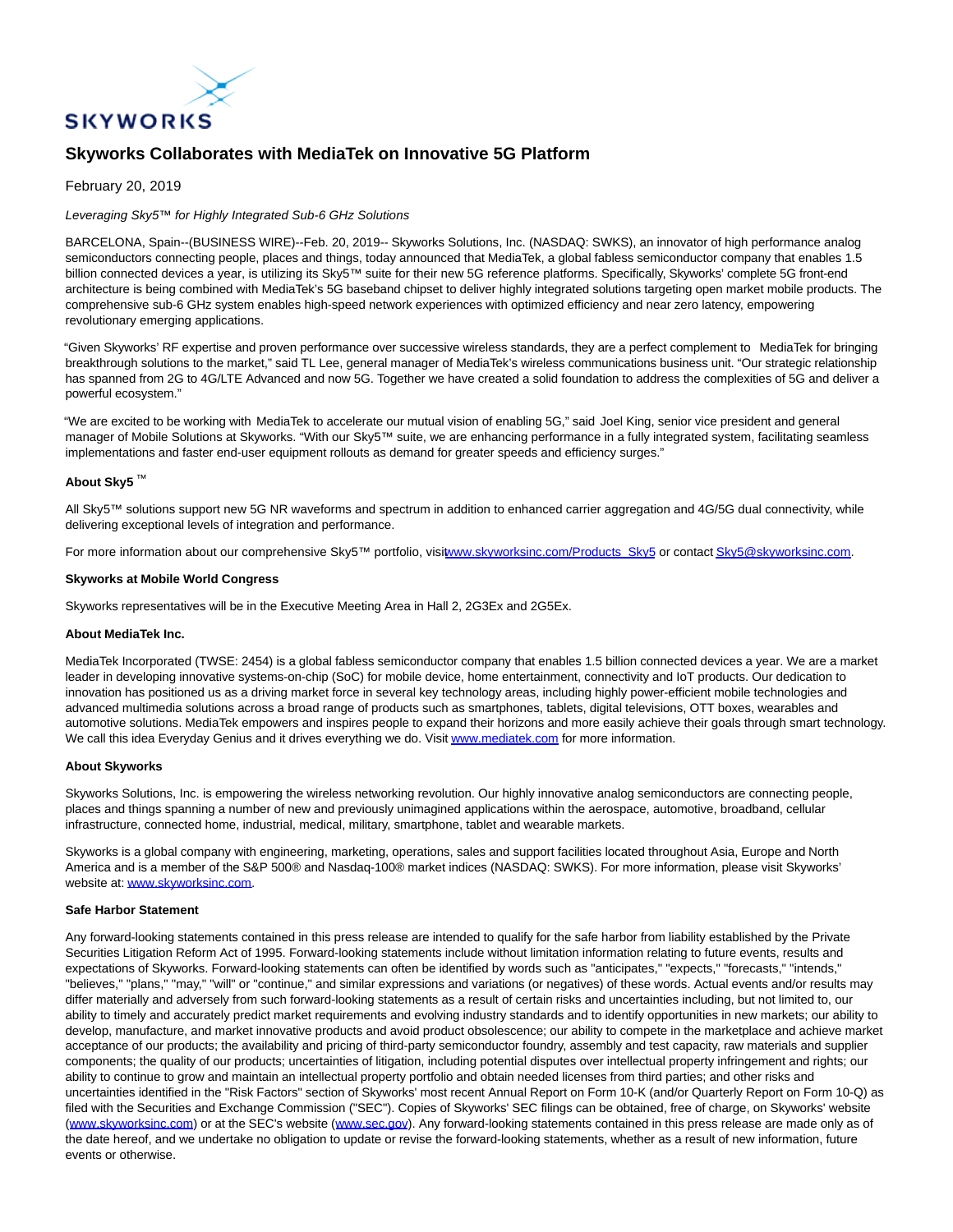SKYWORKS

# Skyworks Collaborates with MediaTek on Innovative 5G Platform

February 20, 2019

*Leveraging Sky5™ for Highly Integrated Sub-6 GHz Solutions*

BARCELONA, Spain--(BUSINESS WIRE)--Feb. 20, 2019-- Skyworks Solutions, Inc. (NASDAQ: SWKS), an innovator of high performance analog semiconductors connecting people, places and things, today announced that MediaTek, a global fabless semiconductor company that enables 1.5 billion connected devices a year, is utilizing its Sky5™ suite for their new 5G reference platforms. Specifically, Skyworks' complete 5G front-end architecture is being combined with MediaTek's 5G baseband chipset to deliver highly integrated solutions targeting open market mobile products. The comprehensive sub-6 GHz system enables high-speed network experiences with optimized efficiency and near zero latency, empowering revolutionary emerging applications.

"Given Skyworks' RF expertise and proven performance over successive wireless standards, they are a perfect complement to MediaTek for bringing breakthrough solutions to the market," said TL Lee, general manager of MediaTek's wireless communications business unit. "Our strategic relationship has spanned from 2G to 4G/LTE Advanced and now 5G. Together we have created a solid foundation to address the complexities of 5G and deliver a powerful ecosystem."

"We are excited to be working with MediaTek to accelerate our mutual vision of enabling 5G," said Joel King, senior vice president and general manager of Mobile Solutions at Skyworks. "With our Sky5™ suite, we are enhancing performance in a fully integrated system, facilitating seamless implementations and faster end-user equipment rollouts as demand for greater speeds and efficiency surges."

### About Sky5™

All Sky5™ solutions support new 5G NR waveforms and spectrum in addition to enhanced carrier aggregation and 4G/5G dual connectivity, while delivering exceptional levels of integration and performance.

For more information about our comprehensive Sky5™ portfolio, visit www.skyworksinc.com/Products_Sky5 or contact Sky5@skyworksinc.com.

### Skyworks at Mobile World Congress

Skyworks representatives will be in the Executive Meeting Area in Hall 2, 2G3Ex and 2G5Ex.

### About MediaTek Inc.

MediaTek Incorporated (TWSE: 2454) is a global fabless semiconductor company that enables 1.5 billion connected devices a year. We are a market leader in developing innovative systems-on-chip (SoC) for mobile device, home entertainment, connectivity and IoT products. Our dedication to innovation has positioned us as a driving market force in several key technology areas, including highly power-efficient mobile technologies and advanced multimedia solutions across a broad range of products such as smartphones, tablets, digital televisions, OTT boxes, wearables and automotive solutions. MediaTek empowers and inspires people to expand their horizons and more easily achieve their goals through smart technology. We call this idea Everyday Genius and it drives everything we do. Visit www.mediatek.com for more information.

### About Skyworks

Skyworks Solutions, Inc. is empowering the wireless networking revolution. Our highly innovative analog semiconductors are connecting people, places and things spanning a number of new and previously unimagined applications within the aerospace, automotive, broadband, cellular infrastructure, connected home, industrial, medical, military, smartphone, tablet and wearable markets.

Skyworks is a global company with engineering, marketing, operations, sales and support facilities located throughout Asia, Europe and North America and is a member of the S&P 500® and Nasdaq-100® market indices (NASDAQ: SWKS). For more information, please visit Skyworks' website at: www.skyworksinc.com.

### Safe Harbor Statement

Any forward-looking statements contained in this press release are intended to qualify for the safe harbor from liability established by the Private Securities Litigation Reform Act of 1995. Forward-looking statements include without limitation information relating to future events, results and expectations of Skyworks. Forward-looking statements can often be identified by words such as "anticipates," "expects," "forecasts," "intends," "believes," "plans," "may," "will" or "continue," and similar expressions and variations (or negatives) of these words. Actual events and/or results may differ materially and adversely from such forward-looking statements as a result of certain risks and uncertainties including, but not limited to, our ability to timely and accurately predict market requirements and evolving industry standards and to identify opportunities in new markets; our ability to develop, manufacture, and market innovative products and avoid product obsolescence; our ability to compete in the marketplace and achieve market acceptance of our products; the availability and pricing of third-party semiconductor foundry, assembly and test capacity, raw materials and supplier components; the quality of our products; uncertainties of litigation, including potential disputes over intellectual property infringement and rights; our ability to continue to grow and maintain an intellectual property portfolio and obtain needed licenses from third parties; and other risks and uncertainties identified in the "Risk Factors" section of Skyworks' most recent Annual Report on Form 10-K (and/or Quarterly Report on Form 10-Q) as filed with the Securities and Exchange Commission ("SEC"). Copies of Skyworks' SEC filings can be obtained, free of charge, on Skyworks' website (www.skyworksinc.com) or at the SEC's website (www.sec.gov). Any forward-looking statements contained in this press release are made only as of the date hereof, and we undertake no obligation to update or revise the forward-looking statements, whether as a result of new information, future events or otherwise.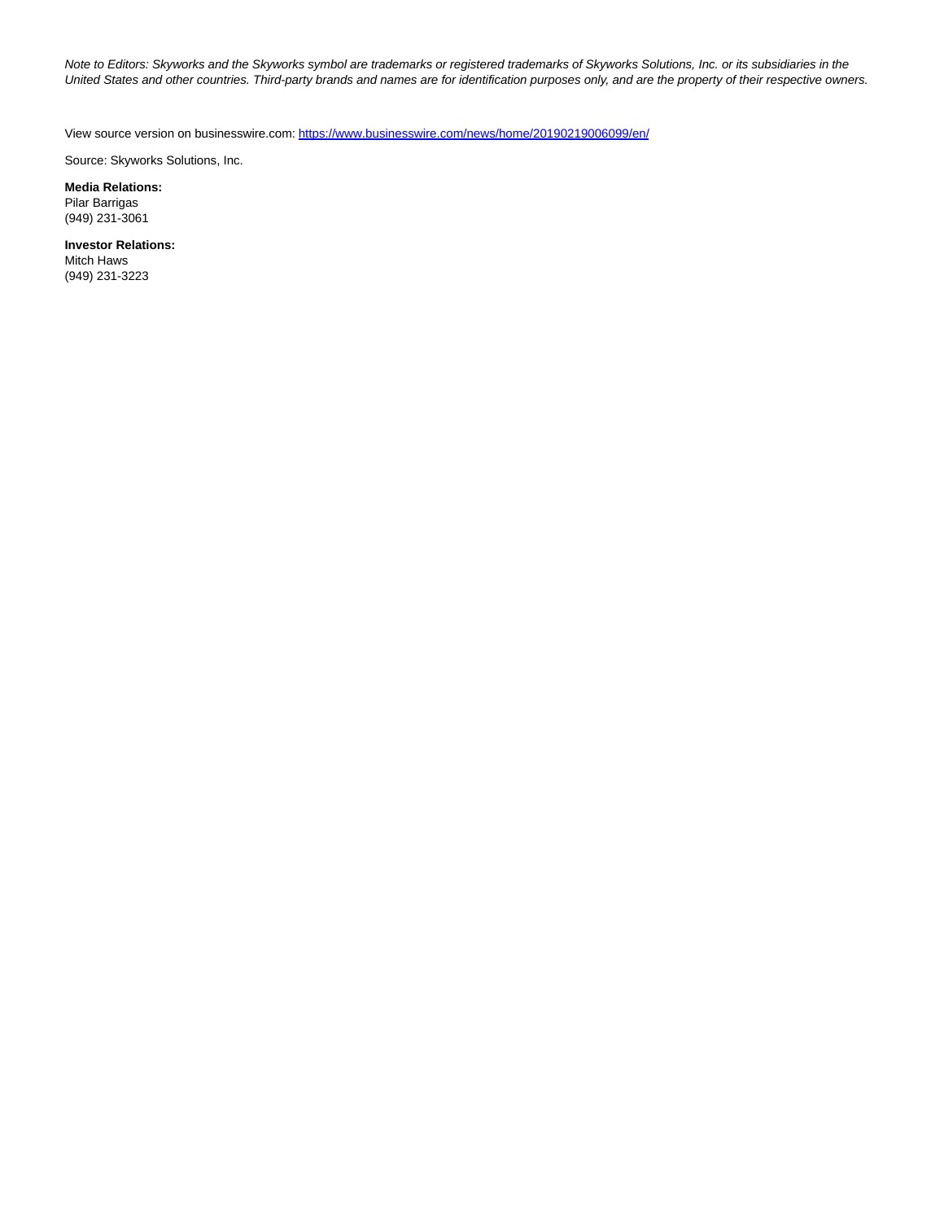*Note to Editors: Skyworks and the Skyworks symbol are trademarks or registered trademarks of Skyworks Solutions, Inc. or its subsidiaries in the United States and other countries. Third-party brands and names are for identification purposes only, and are the property of their respective owners.*

View source version on businesswire.com: https://www.businesswire.com/news/home/20190219006099/en/

Source: Skyworks Solutions, Inc.

**Media Relations:**
Pilar Barrigas
(949) 231-3061

**Investor Relations:**
Mitch Haws
(949) 231-3223